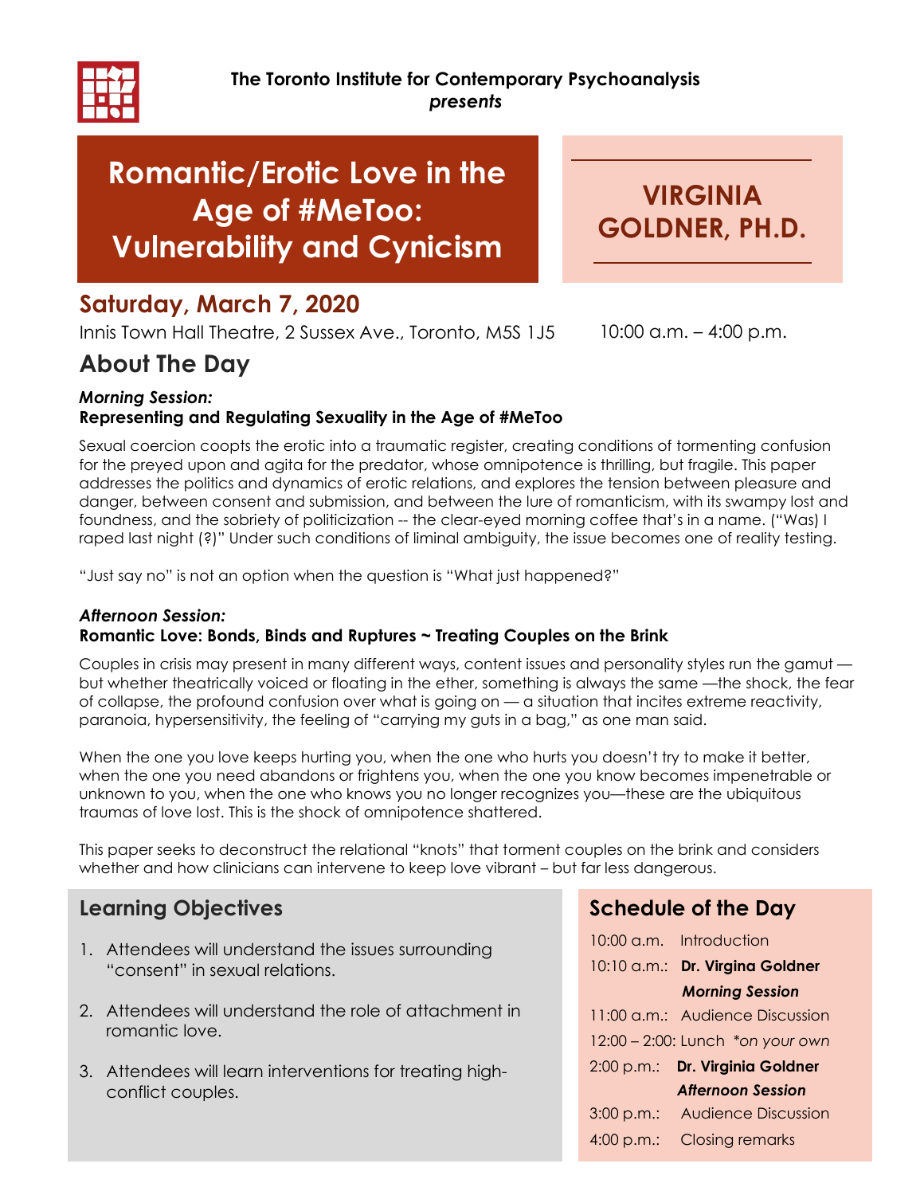**The Toronto Institute for Contemporary Psychoanalysis**
***presents***

# Romantic/Erotic Love in the Age of #MeToo: Vulnerability and Cynicism

## VIRGINIA GOLDNER, PH.D.

## Saturday, March 7, 2020

Innis Town Hall Theatre, 2 Sussex Ave., Toronto, M5S 1J5 10:00 a.m. – 4:00 p.m.

## About The Day

***Morning Session:***
**Representing and Regulating Sexuality in the Age of #MeToo**

Sexual coercion coopts the erotic into a traumatic register, creating conditions of tormenting confusion for the preyed upon and agita for the predator, whose omnipotence is thrilling, but fragile. This paper addresses the politics and dynamics of erotic relations, and explores the tension between pleasure and danger, between consent and submission, and between the lure of romanticism, with its swampy lost and foundness, and the sobriety of politicization -- the clear-eyed morning coffee that's in a name. ("Was) I raped last night (?)" Under such conditions of liminal ambiguity, the issue becomes one of reality testing.

"Just say no" is not an option when the question is "What just happened?"

***Afternoon Session:***
**Romantic Love: Bonds, Binds and Ruptures ~ Treating Couples on the Brink**

Couples in crisis may present in many different ways, content issues and personality styles run the gamut — but whether theatrically voiced or floating in the ether, something is always the same —the shock, the fear of collapse, the profound confusion over what is going on — a situation that incites extreme reactivity, paranoia, hypersensitivity, the feeling of "carrying my guts in a bag," as one man said.

When the one you love keeps hurting you, when the one who hurts you doesn't try to make it better, when the one you need abandons or frightens you, when the one you know becomes impenetrable or unknown to you, when the one who knows you no longer recognizes you—these are the ubiquitous traumas of love lost. This is the shock of omnipotence shattered.

This paper seeks to deconstruct the relational "knots" that torment couples on the brink and considers whether and how clinicians can intervene to keep love vibrant – but far less dangerous.

## Learning Objectives

1. Attendees will understand the issues surrounding "consent" in sexual relations.
2. Attendees will understand the role of attachment in romantic love.
3. Attendees will learn interventions for treating high-conflict couples.

## Schedule of the Day

| | |
|---|---|
| 10:00 a.m. | Introduction |
| 10:10 a.m.: | **Dr. Virgina Goldner** ***Morning Session*** |
| 11:00 a.m.: | Audience Discussion |
| 12:00 – 2:00: | Lunch *\*on your own* |
| 2:00 p.m.: | **Dr. Virginia Goldner** ***Afternoon Session*** |
| 3:00 p.m.: | Audience Discussion |
| 4:00 p.m.: | Closing remarks |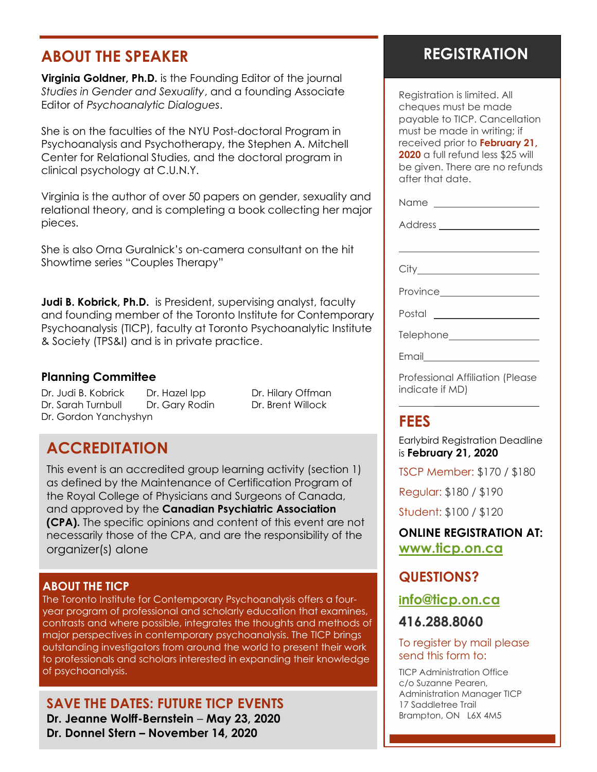## ABOUT THE SPEAKER

**Virginia Goldner, Ph.D.** is the Founding Editor of the journal *Studies in Gender and Sexuality*, and a founding Associate Editor of *Psychoanalytic Dialogues*.

She is on the faculties of the NYU Post-doctoral Program in Psychoanalysis and Psychotherapy, the Stephen A. Mitchell Center for Relational Studies, and the doctoral program in clinical psychology at C.U.N.Y.

Virginia is the author of over 50 papers on gender, sexuality and relational theory, and is completing a book collecting her major pieces.

She is also Orna Guralnick's on-camera consultant on the hit Showtime series "Couples Therapy"

**Judi B. Kobrick, Ph.D.** is President, supervising analyst, faculty and founding member of the Toronto Institute for Contemporary Psychoanalysis (TICP), faculty at Toronto Psychoanalytic Institute & Society (TPS&I) and is in private practice.

### Planning Committee

Dr. Judi B. Kobrick
Dr. Hazel Ipp
Dr. Hilary Offman
Dr. Sarah Turnbull
Dr. Gary Rodin
Dr. Brent Willock
Dr. Gordon Yanchyshyn

## ACCREDITATION

This event is an accredited group learning activity (section 1) as defined by the Maintenance of Certification Program of the Royal College of Physicians and Surgeons of Canada, and approved by the **Canadian Psychiatric Association (CPA).** The specific opinions and content of this event are not necessarily those of the CPA, and are the responsibility of the organizer(s) alone

### ABOUT THE TICP

The Toronto Institute for Contemporary Psychoanalysis offers a four-year program of professional and scholarly education that examines, contrasts and where possible, integrates the thoughts and methods of major perspectives in contemporary psychoanalysis. The TICP brings outstanding investigators from around the world to present their work to professionals and scholars interested in expanding their knowledge of psychoanalysis.

### SAVE THE DATES: FUTURE TICP EVENTS

**Dr. Jeanne Wolff-Bernstein – May 23, 2020**
**Dr. Donnel Stern – November 14, 2020**

## REGISTRATION

Registration is limited. All cheques must be made payable to TICP. Cancellation must be made in writing; if received prior to **February 21, 2020** a full refund less $25 will be given. There are no refunds after that date.

Name ____________________

Address ____________________

____________________

City ____________________

Province ____________________

Postal ____________________

Telephone ____________________

Email ____________________

Professional Affiliation (Please indicate if MD)

____________________

## FEES

Earlybird Registration Deadline is **February 21, 2020**

TSCP Member: $170 / $180

Regular: $180 / $190

Student: $100 / $120

**ONLINE REGISTRATION AT: www.ticp.on.ca**

## QUESTIONS?

**info@ticp.on.ca**

**416.288.8060**

To register by mail please send this form to:

TICP Administration Office
c/o Suzanne Pearen,
Administration Manager TICP
17 Saddletree Trail
Brampton, ON L6X 4M5